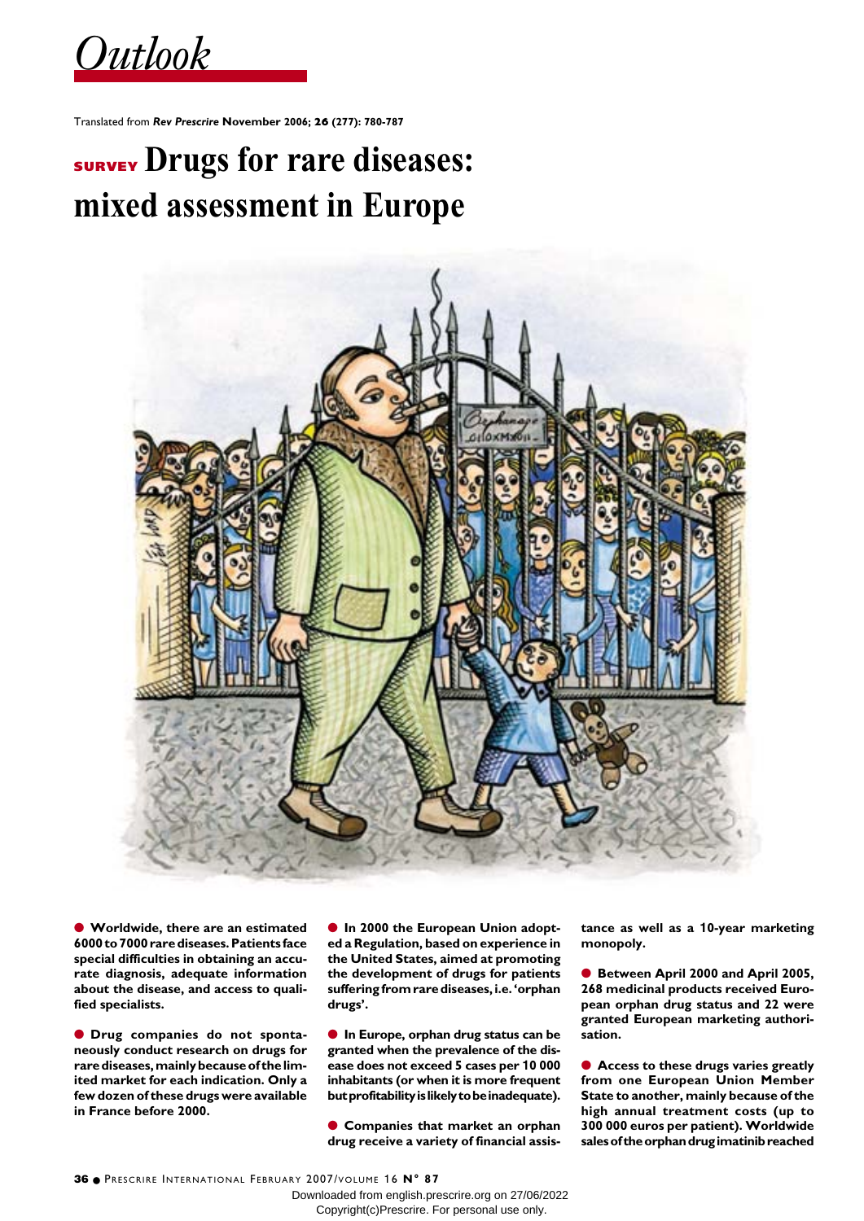*Outlook*

Translated from ***Rev Prescrire*** **November 2006; 26 (277): 780-787**

# SURVEY Drugs for rare diseases: mixed assessment in Europe

- **Worldwide, there are an estimated 6000 to 7000 rare diseases. Patients face special difficulties in obtaining an accurate diagnosis, adequate information about the disease, and access to qualified specialists.**

- **Drug companies do not spontaneously conduct research on drugs for rare diseases, mainly because of the limited market for each indication. Only a few dozen of these drugs were available in France before 2000.**

- **In 2000 the European Union adopted a Regulation, based on experience in the United States, aimed at promoting the development of drugs for patients suffering from rare diseases, i.e. 'orphan drugs'.**

- **In Europe, orphan drug status can be granted when the prevalence of the disease does not exceed 5 cases per 10 000 inhabitants (or when it is more frequent but profitability is likely to be inadequate).**

- **Companies that market an orphan drug receive a variety of financial assistance as well as a 10-year marketing monopoly.**

- **Between April 2000 and April 2005, 268 medicinal products received European orphan drug status and 22 were granted European marketing authorisation.**

- **Access to these drugs varies greatly from one European Union Member State to another, mainly because of the high annual treatment costs (up to 300 000 euros per patient). Worldwide sales of the orphan drug imatinib reached**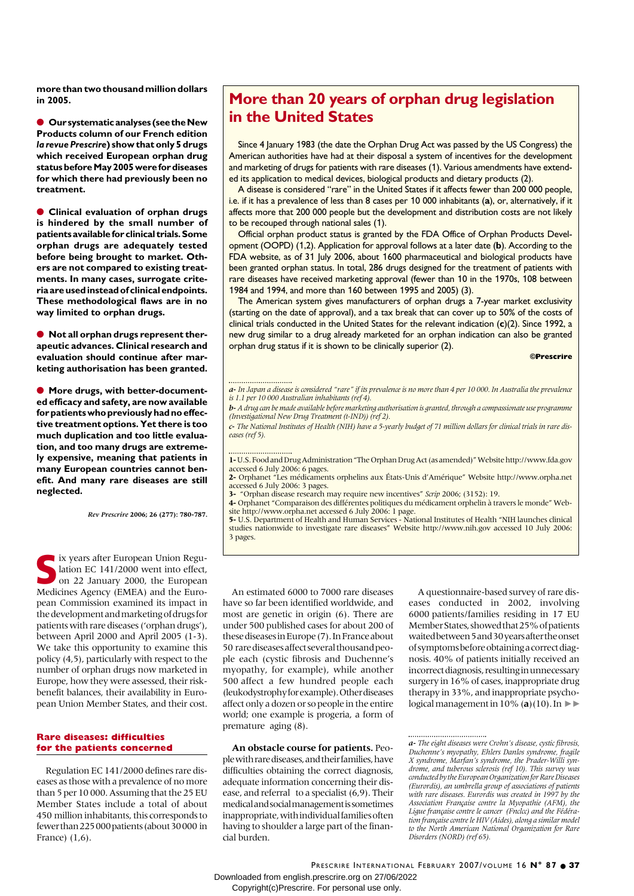more than two thousand million dollars in 2005.

● **Our systematic analyses (see the New Products column of our French edition *la revue Prescrire*) show that only 5 drugs which received European orphan drug status before May 2005 were for diseases for which there had previously been no treatment.**

● **Clinical evaluation of orphan drugs is hindered by the small number of patients available for clinical trials. Some orphan drugs are adequately tested before being brought to market. Others are not compared to existing treatments. In many cases, surrogate criteria are used instead of clinical endpoints. These methodological flaws are in no way limited to orphan drugs.**

● **Not all orphan drugs represent therapeutic advances. Clinical research and evaluation should continue after marketing authorisation has been granted.**

● **More drugs, with better-documented efficacy and safety, are now available for patients who previously had no effective treatment options. Yet there is too much duplication and too little evaluation, and too many drugs are extremely expensive, meaning that patients in many European countries cannot benefit. And many rare diseases are still neglected.**

*Rev Prescrire* 2006; 26 (277): 780-787.

## More than 20 years of orphan drug legislation in the United States

Since 4 January 1983 (the date the Orphan Drug Act was passed by the US Congress) the American authorities have had at their disposal a system of incentives for the development and marketing of drugs for patients with rare diseases (1). Various amendments have extended its application to medical devices, biological products and dietary products (2).

A disease is considered "rare" in the United States if it affects fewer than 200 000 people, i.e. if it has a prevalence of less than 8 cases per 10 000 inhabitants (**a**), or, alternatively, if it affects more that 200 000 people but the development and distribution costs are not likely to be recouped through national sales (1).

Official orphan product status is granted by the FDA Office of Orphan Products Development (OOPD) (1,2). Application for approval follows at a later date (**b**). According to the FDA website, as of 31 July 2006, about 1600 pharmaceutical and biological products have been granted orphan status. In total, 286 drugs designed for the treatment of patients with rare diseases have received marketing approval (fewer than 10 in the 1970s, 108 between 1984 and 1994, and more than 160 between 1995 and 2005) (3).

The American system gives manufacturers of orphan drugs a 7-year market exclusivity (starting on the date of approval), and a tax break that can cover up to 50% of the costs of clinical trials conducted in the United States for the relevant indication (**c**)(2). Since 1992, a new drug similar to a drug already marketed for an orphan indication can also be granted orphan drug status if it is shown to be clinically superior (2).

**©Prescrire**

*a- In Japan a disease is considered "rare" if its prevalence is no more than 4 per 10 000. In Australia the prevalence is 1.1 per 10 000 Australian inhabitants (ref 4).*

*b- A drug can be made available before marketing authorisation is granted, through a compassionate use programme (Investigational New Drug Treatment (t-IND)) (ref 2).*

*c- The National Institutes of Health (NIH) have a 5-yearly budget of 71 million dollars for clinical trials in rare diseases (ref 5).*

1- U.S. Food and Drug Administration "The Orphan Drug Act (as amended)" Website http://www.fda.gov accessed 6 July 2006: 6 pages.
2- Orphanet "Les médicaments orphelins aux États-Unis d'Amérique" Website http://www.orpha.net accessed 6 July 2006: 3 pages.
3- "Orphan disease research may require new incentives" *Scrip* 2006; (3152): 19.
4- Orphanet "Comparaison des différentes politiques du médicament orphelin à travers le monde" Website http://www.orpha.net accessed 6 July 2006: 1 page.
5- U.S. Department of Health and Human Services - National Institutes of Health "NIH launches clinical studies nationwide to investigate rare diseases" Website http://www.nih.gov accessed 10 July 2006: 3 pages.

Six years after European Union Regulation EC 141/2000 went into effect, on 22 January 2000, the European Medicines Agency (EMEA) and the European Commission examined its impact in the development and marketing of drugs for patients with rare diseases ('orphan drugs'), between April 2000 and April 2005 (1-3). We take this opportunity to examine this policy (4,5), particularly with respect to the number of orphan drugs now marketed in Europe, how they were assessed, their risk-benefit balances, their availability in European Union Member States, and their cost.

### Rare diseases: difficulties for the patients concerned

Regulation EC 141/2000 defines rare diseases as those with a prevalence of no more than 5 per 10 000. Assuming that the 25 EU Member States include a total of about 450 million inhabitants, this corresponds to fewer than 225 000 patients (about 30 000 in France) (1,6).

An estimated 6000 to 7000 rare diseases have so far been identified worldwide, and most are genetic in origin (6). There are under 500 published cases for about 200 of these diseases in Europe (7). In France about 50 rare diseases affect several thousand people each (cystic fibrosis and Duchenne's myopathy, for example), while another 500 affect a few hundred people each (leukodystrophy for example). Other diseases affect only a dozen or so people in the entire world; one example is progeria, a form of premature aging (8).

**An obstacle course for patients.** People with rare diseases, and their families, have difficulties obtaining the correct diagnosis, adequate information concerning their disease, and referral to a specialist (6,9). Their medical and social management is sometimes inappropriate, with individual families often having to shoulder a large part of the financial burden.

A questionnaire-based survey of rare diseases conducted in 2002, involving 6000 patients/families residing in 17 EU Member States, showed that 25% of patients waited between 5 and 30 years after the onset of symptoms before obtaining a correct diagnosis. 40% of patients initially received an incorrect diagnosis, resulting in unnecessary surgery in 16% of cases, inappropriate drug therapy in 33%, and inappropriate psychological management in 10% (**a**)(10). In ►►

*a- The eight diseases were Crohn's disease, cystic fibrosis, Duchenne's myopathy, Ehlers Danlos syndrome, fragile X syndrome, Marfan's syndrome, the Prader-Willi syndrome, and tuberous sclerosis (ref 10). This survey was conducted by the European Organization for Rare Diseases (Eurordis), an umbrella group of associations of patients with rare diseases. Eurordis was created in 1997 by the Association Française contre la Myopathie (AFM), the Ligue française contre le cancer (Fnclcc) and the Fédération française contre le HIV (Aides), along a similar model to the North American National Organization for Rare Disorders (NORD) (ref 65).*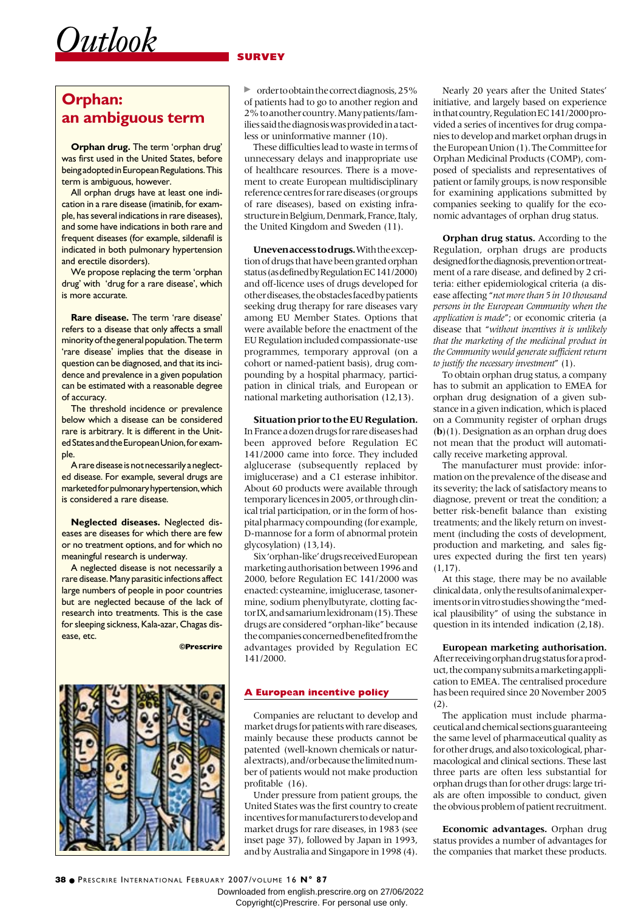# Outlook

SURVEY

## Orphan: an ambiguous term

**Orphan drug.** The term 'orphan drug' was first used in the United States, before being adopted in European Regulations. This term is ambiguous, however.

All orphan drugs have at least one indication in a rare disease (imatinib, for example, has several indications in rare diseases), and some have indications in both rare and frequent diseases (for example, sildenafil is indicated in both pulmonary hypertension and erectile disorders).

We propose replacing the term 'orphan drug' with 'drug for a rare disease', which is more accurate.

**Rare disease.** The term 'rare disease' refers to a disease that only affects a small minority of the general population. The term 'rare disease' implies that the disease in question can be diagnosed, and that its incidence and prevalence in a given population can be estimated with a reasonable degree of accuracy.

The threshold incidence or prevalence below which a disease can be considered rare is arbitrary. It is different in the United States and the European Union, for example.

A rare disease is not necessarily a neglected disease. For example, several drugs are marketed for pulmonary hypertension, which is considered a rare disease.

**Neglected diseases.** Neglected diseases are diseases for which there are few or no treatment options, and for which no meaningful research is underway.

A neglected disease is not necessarily a rare disease. Many parasitic infections affect large numbers of people in poor countries but are neglected because of the lack of research into treatments. This is the case for sleeping sickness, Kala-azar, Chagas disease, etc.

©Prescrire

order to obtain the correct diagnosis, 25% of patients had to go to another region and 2% to another country. Many patients/families said the diagnosis was provided in a tactless or uninformative manner (10).

These difficulties lead to waste in terms of unnecessary delays and inappropriate use of healthcare resources. There is a movement to create European multidisciplinary reference centres for rare diseases (or groups of rare diseases), based on existing infrastructure in Belgium, Denmark, France, Italy, the United Kingdom and Sweden (11).

**Uneven access to drugs.** With the exception of drugs that have been granted orphan status (as defined by Regulation EC 141/2000) and off-licence uses of drugs developed for other diseases, the obstacles faced by patients seeking drug therapy for rare diseases vary among EU Member States. Options that were available before the enactment of the EU Regulation included compassionate-use programmes, temporary approval (on a cohort or named-patient basis), drug compounding by a hospital pharmacy, participation in clinical trials, and European or national marketing authorisation (12,13).

**Situation prior to the EU Regulation.** In France a dozen drugs for rare diseases had been approved before Regulation EC 141/2000 came into force. They included alglucerase (subsequently replaced by imiglucerase) and a C1 esterase inhibitor. About 60 products were available through temporary licences in 2005, or through clinical trial participation, or in the form of hospital pharmacy compounding (for example, D-mannose for a form of abnormal protein glycosylation) (13,14).

Six 'orphan-like' drugs received European marketing authorisation between 1996 and 2000, before Regulation EC 141/2000 was enacted: cysteamine, imiglucerase, tasonermine, sodium phenylbutyrate, clotting factor IX, and samarium lexidronam (15). These drugs are considered "orphan-like" because the companies concerned benefited from the advantages provided by Regulation EC 141/2000.

## A European incentive policy

Companies are reluctant to develop and market drugs for patients with rare diseases, mainly because these products cannot be patented (well-known chemicals or natural extracts), and/or because the limited number of patients would not make production profitable (16).

Under pressure from patient groups, the United States was the first country to create incentives for manufacturers to develop and market drugs for rare diseases, in 1983 (see inset page 37), followed by Japan in 1993, and by Australia and Singapore in 1998 (4).

Nearly 20 years after the United States' initiative, and largely based on experience in that country, Regulation EC 141/2000 provided a series of incentives for drug companies to develop and market orphan drugs in the European Union (1). The Committee for Orphan Medicinal Products (COMP), composed of specialists and representatives of patient or family groups, is now responsible for examining applications submitted by companies seeking to qualify for the economic advantages of orphan drug status.

**Orphan drug status.** According to the Regulation, orphan drugs are products designed for the diagnosis, prevention or treatment of a rare disease, and defined by 2 criteria: either epidemiological criteria (a disease affecting "*not more than 5 in 10 thousand persons in the European Community when the application is made*"; or economic criteria (a disease that "*without incentives it is unlikely that the marketing of the medicinal product in the Community would generate sufficient return to justify the necessary investment*" (1).

To obtain orphan drug status, a company has to submit an application to EMEA for orphan drug designation of a given substance in a given indication, which is placed on a Community register of orphan drugs (**b**)(1). Designation as an orphan drug does not mean that the product will automatically receive marketing approval.

The manufacturer must provide: information on the prevalence of the disease and its severity; the lack of satisfactory means to diagnose, prevent or treat the condition; a better risk-benefit balance than existing treatments; and the likely return on investment (including the costs of development, production and marketing, and sales figures expected during the first ten years) (1,17).

At this stage, there may be no available clinical data, only the results of animal experiments or in vitro studies showing the "medical plausibility" of using the substance in question in its intended indication (2,18).

**European marketing authorisation.** After receiving orphan drug status for a product, the company submits a marketing application to EMEA. The centralised procedure has been required since 20 November 2005 (2).

The application must include pharmaceutical and chemical sections guaranteeing the same level of pharmaceutical quality as for other drugs, and also toxicological, pharmacological and clinical sections. These last three parts are often less substantial for orphan drugs than for other drugs: large trials are often impossible to conduct, given the obvious problem of patient recruitment.

**Economic advantages.** Orphan drug status provides a number of advantages for the companies that market these products.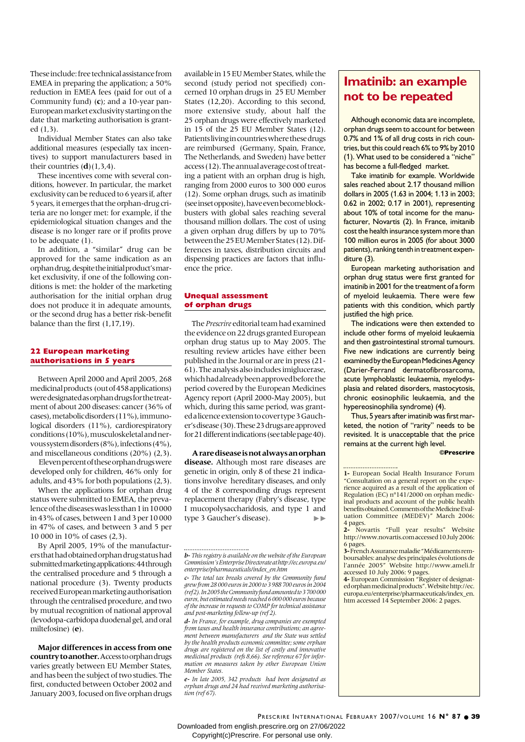These include: free technical assistance from EMEA in preparing the application; a 50% reduction in EMEA fees (paid for out of a Community fund) (**c**); and a 10-year pan-European market exclusivity starting on the date that marketing authorisation is granted (1,3).

Individual Member States can also take additional measures (especially tax incentives) to support manufacturers based in their countries (**d**)(1,3,4).

These incentives come with several conditions, however. In particular, the market exclusivity can be reduced to 6 years if, after 5 years, it emerges that the orphan-drug criteria are no longer met: for example, if the epidemiological situation changes and the disease is no longer rare or if profits prove to be adequate (1).

In addition, a "similar" drug can be approved for the same indication as an orphan drug, despite the initial product's market exclusivity, if one of the following conditions is met: the holder of the marketing authorisation for the initial orphan drug does not produce it in adequate amounts, or the second drug has a better risk-benefit balance than the first (1,17,19).

## 22 European marketing authorisations in 5 years

Between April 2000 and April 2005, 268 medicinal products (out of 458 applications) were designated as orphan drugs for the treatment of about 200 diseases: cancer (36% of cases), metabolic disorders (11%), immunological disorders (11%), cardiorespiratory conditions (10%), musculoskeletal and nervous system disorders (8%), infections (4%), and miscellaneous conditions (20%) (2,3).

Eleven percent of these orphan drugs were developed only for children, 46% only for adults, and 43% for both populations (2,3).

When the applications for orphan drug status were submitted to EMEA, the prevalence of the diseases was less than 1 in 10 000 in 43% of cases, between 1 and 3 per 10 000 in 47% of cases, and between 3 and 5 per 10 000 in 10% of cases (2,3).

By April 2005, 19% of the manufacturers that had obtained orphan drug status had submitted marketing applications: 44 through the centralised procedure and 5 through a national procedure (3). Twenty products received European marketing authorisation through the centralised procedure, and two by mutual recognition of national approval (levodopa-carbidopa duodenal gel, and oral miltefosine) (**e**).

**Major differences in access from one country to another.** Access to orphan drugs varies greatly between EU Member States, and has been the subject of two studies. The first, conducted between October 2002 and January 2003, focused on five orphan drugs available in 15 EU Member States, while the second (study period not specified) concerned 10 orphan drugs in 25 EU Member States (12,20). According to this second, more extensive study, about half the 25 orphan drugs were effectively marketed in 15 of the 25 EU Member States (12). Patients living in countries where these drugs are reimbursed (Germany, Spain, France, The Netherlands, and Sweden) have better access (12). The annual average cost of treating a patient with an orphan drug is high, ranging from 2000 euros to 300 000 euros (12). Some orphan drugs, such as imatinib (see inset opposite), have even become blockbusters with global sales reaching several thousand million dollars. The cost of using a given orphan drug differs by up to 70% between the 25 EU Member States (12). Differences in taxes, distribution circuits and dispensing practices are factors that influence the price.

## Unequal assessment of orphan drugs

The *Prescrire* editorial team had examined the evidence on 22 drugs granted European orphan drug status up to May 2005. The resulting review articles have either been published in the Journal or are in press (21-61). The analysis also includes imiglucerase, which had already been approved before the period covered by the European Medicines Agency report (April 2000-May 2005), but which, during this same period, was granted a licence extension to cover type 3 Gaucher's disease (30). These 23 drugs are approved for 21 different indications (see table page 40).

**A rare disease is not always an orphan disease.** Although most rare diseases are genetic in origin, only 8 of these 21 indications involve hereditary diseases, and only 4 of the 8 corresponding drugs represent replacement therapy (Fabry's disease, type I mucopolysaccharidosis, and type 1 and type 3 Gaucher's disease). ▸▸

---

*b- This registry is available on the website of the European Commission's Enterprise Directorate at http://ec.europa.eu/enterprise/pharmaceuticals/index_en.htm*

*c- The total tax breaks covered by the Community fund grew from 28 000 euros in 2000 to 3 988 700 euros in 2004 (ref 2). In 2005 the Community fund amounted to 3 700 000 euros, but estimated needs reached 6 000 000 euros because of the increase in requests to COMP for technical assistance and post-marketing follow-up (ref 2).*

*d- In France, for example, drug companies are exempted from taxes and health insurance contributions; an agreement between manufacturers and the State was settled by the health products economic committee; some orphan drugs are registered on the list of costly and innovative medicinal products (refs 8,66). See reference 67 for information on measures taken by other European Union Member States.*

*e- In late 2005, 342 products had been designated as orphan drugs and 24 had received marketing authorisation (ref 67).*

---

## Imatinib: an example not to be repeated

Although economic data are incomplete, orphan drugs seem to account for between 0.7% and 1% of all drug costs in rich countries, but this could reach 6% to 9% by 2010 (1). What used to be considered a "niche" has become a full-fledged market.

Take imatinib for example. Worldwide sales reached about 2.17 thousand million dollars in 2005 (1.63 in 2004; 1.13 in 2003; 0.62 in 2002; 0.17 in 2001), representing about 10% of total income for the manufacturer, Novartis (2). In France, imitanib cost the health insurance system more than 100 million euros in 2005 (for about 3000 patients), ranking tenth in treatment expenditure (3).

European marketing authorisation and orphan drug status were first granted for imatinib in 2001 for the treatment of a form of myeloid leukaemia. There were few patients with this condition, which partly justified the high price.

The indications were then extended to include other forms of myeloid leukaemia and then gastrointestinal stromal tumours. Five new indications are currently being examined by the European Medicines Agency (Darier-Ferrand dermatofibrosarcoma, acute lymphoblastic leukaemia, myelodysplasia and related disorders, mastocytosis, chronic eosinophilic leukaemia, and the hypereosinophilia syndrome) (4).

Thus, 5 years after imatinib was first marketed, the notion of "rarity" needs to be revisited. It is unacceptable that the price remains at the current high level.

**©Prescrire**

1- European Social Health Insurance Forum "Consultation on a general report on the experience acquired as a result of the application of Regulation (EC) n°141/2000 on orphan medicinal products and account of the public health benefits obtained. Comments of the Medicine Evaluation Committee (MEDEV)" March 2006: 4 pages.

2- Novartis "Full year results" Website http://www.novartis.com accessed 10 July 2006: 6 pages.

3- French Assurance maladie "Médicaments remboursables: analyse des principales évolutions de l'année 2005" Website http://www.ameli.fr accessed 10 July 2006: 9 pages.

4- European Commission "Register of designated orphan medicinal products". Website http://ec.europa.eu/enterprise/pharmaceuticals/index_en.htm accessed 14 September 2006: 2 pages.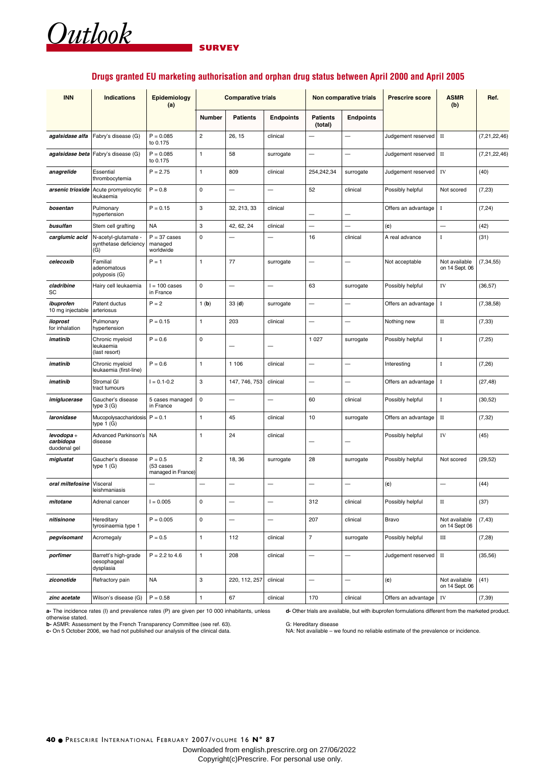## Drugs granted EU marketing authorisation and orphan drug status between April 2000 and April 2005

| INN | Indications | Epidemiology (a) | Comparative trials | | | Non comparative trials | | Prescrire score | ASMR (b) | Ref. |
|---|---|---|---|---|---|---|---|---|---|---|
| | | | Number | Patients | Endpoints | Patients (total) | Endpoints | | | |
| ***agalsidase alfa*** | Fabry's disease (G) | P = 0.085 to 0.175 | 2 | 26, 15 | clinical | — | — | Judgement reserved | II | (7,21,22,46) |
| ***agalsidase beta*** | Fabry's disease (G) | P = 0.085 to 0.175 | 1 | 58 | surrogate | — | — | Judgement reserved | II | (7,21,22,46) |
| ***anagrelide*** | Essential thrombocytemia | P = 2.75 | 1 | 809 | clinical | 254,242,34 | surrogate | Judgement reserved | IV | (40) |
| ***arsenic trioxide*** | Acute promyelocytic leukaemia | P = 0.8 | 0 | — | — | 52 | clinical | Possibly helpful | Not scored | (7,23) |
| ***bosentan*** | Pulmonary hypertension | P = 0.15 | 3 | 32, 213, 33 | clinical | — | — | Offers an advantage | I | (7,24) |
| ***busulfan*** | Stem cell grafting | NA | 3 | 42, 62, 24 | clinical | — | — | (**c**) | — | (42) |
| ***carglumic acid*** | N-acetyl-glutamate - synthetase deficiency (G) | P = 37 cases managed worldwide | 0 | — | — | 16 | clinical | A real advance | I | (31) |
| ***celecoxib*** | Familial adenomatous polyposis (G) | P = 1 | 1 | 77 | surrogate | — | — | Not acceptable | Not available on 14 Sept. 06 | (7,34,55) |
| ***cladribine*** SC | Hairy cell leukaemia | I = 100 cases in France | 0 | — | — | 63 | surrogate | Possibly helpful | IV | (36,57) |
| ***ibuprofen*** 10 mg injectable | Patent ductus arteriosus | P = 2 | 1 (**b**) | 33 (**d**) | surrogate | — | — | Offers an advantage | I | (7,38,58) |
| ***iloprost*** for inhalation | Pulmonary hypertension | P = 0.15 | 1 | 203 | clinical | — | — | Nothing new | II | (7,33) |
| ***imatinib*** | Chronic myeloid leukaemia (last resort) | P = 0.6 | 0 | — | — | 1 027 | surrogate | Possibly helpful | I | (7,25) |
| ***imatinib*** | Chronic myeloid leukaemia (first-line) | P = 0.6 | 1 | 1 106 | clinical | — | — | Interesting | I | (7,26) |
| ***imatinib*** | Stromal GI tract tumours | I = 0.1-0.2 | 3 | 147, 746, 753 | clinical | — | — | Offers an advantage | I | (27,48) |
| ***imiglucerase*** | Gaucher's disease type 3 (G) | 5 cases managed in France | 0 | — | — | 60 | clinical | Possibly helpful | I | (30,52) |
| ***laronidase*** | Mucopolysaccharidosis type 1 (G) | P = 0.1 | 1 | 45 | clinical | 10 | surrogate | Offers an advantage | II | (7,32) |
| ***levodopa + carbidopa*** duodenal gel | Advanced Parkinson's disease | NA | 1 | 24 | clinical | — | — | Possibly helpful | IV | (45) |
| ***miglustat*** | Gaucher's disease type 1 (G) | P = 0.5 (53 cases managed in France) | 2 | 18, 36 | surrogate | 28 | surrogate | Possibly helpful | Not scored | (29,52) |
| ***oral miltefosine*** | Visceral leishmaniasis | — | — | — | — | — | — | (**c**) | — | (44) |
| ***mitotane*** | Adrenal cancer | I = 0.005 | 0 | — | — | 312 | clinical | Possibly helpful | II | (37) |
| ***nitisinone*** | Hereditary tyrosinaemia type 1 | P = 0.005 | 0 | — | — | 207 | clinical | Bravo | Not available on 14 Sept 06 | (7,43) |
| ***pegvisomant*** | Acromegaly | P = 0.5 | 1 | 112 | clinical | 7 | surrogate | Possibly helpful | III | (7,28) |
| ***porfimer*** | Barrett's high-grade oesophageal dysplasia | P = 2.2 to 4.6 | 1 | 208 | clinical | — | — | Judgement reserved | II | (35,56) |
| ***ziconotide*** | Refractory pain | NA | 3 | 220, 112, 257 | clinical | — | — | (**c**) | Not available on 14 Sept. 06 | (41) |
| ***zinc acetate*** | Wilson's disease (G) | P = 0.58 | 1 | 67 | clinical | 170 | clinical | Offers an advantage | IV | (7,39) |

**a-** The incidence rates (I) and prevalence rates (P) are given per 10 000 inhabitants, unless otherwise stated.
**b-** ASMR: Assessment by the French Transparency Committee (see ref. 63).
**c-** On 5 October 2006, we had not published our analysis of the clinical data.
**d-** Other trials are available, but with ibuprofen formulations different from the marketed product.

G: Hereditary disease
NA: Not available – we found no reliable estimate of the prevalence or incidence.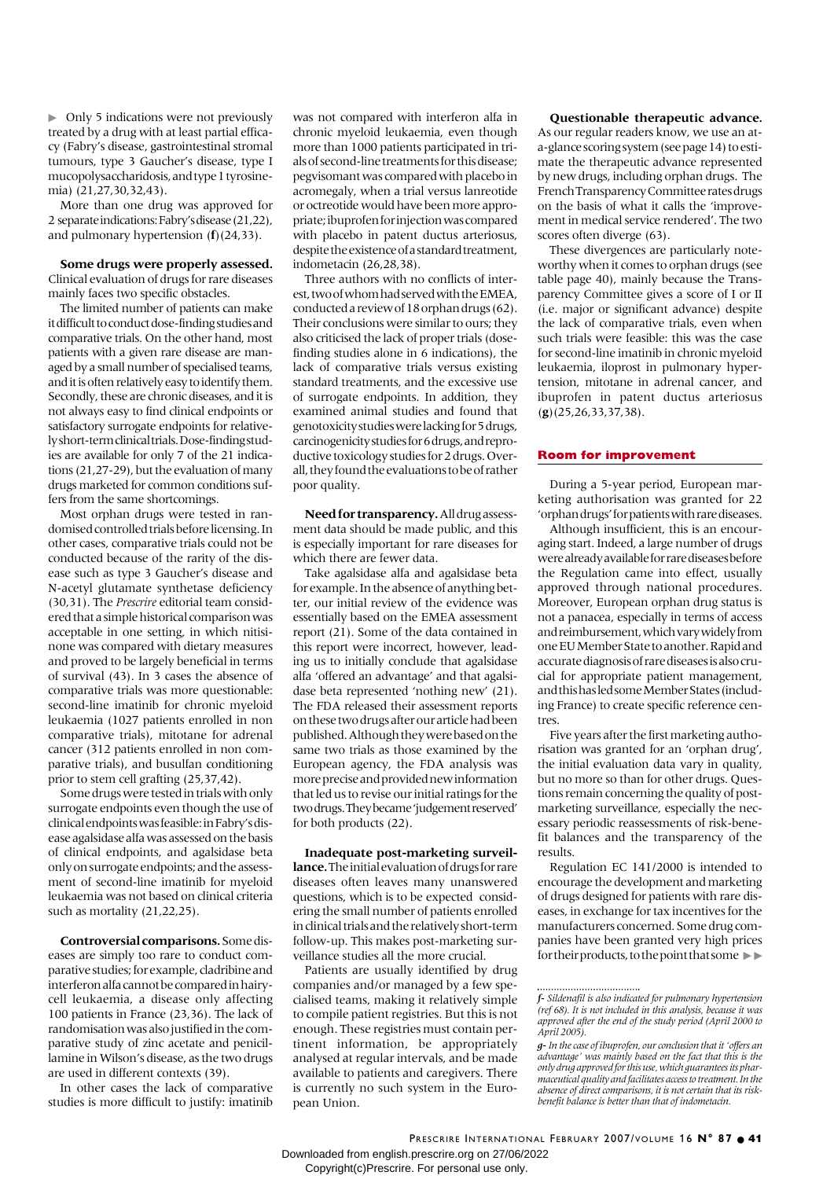▶ Only 5 indications were not previously treated by a drug with at least partial efficacy (Fabry's disease, gastrointestinal stromal tumours, type 3 Gaucher's disease, type I mucopolysaccharidosis, and type 1 tyrosinemia) (21,27,30,32,43).

More than one drug was approved for 2 separate indications: Fabry's disease (21,22), and pulmonary hypertension (**f**)(24,33).

**Some drugs were properly assessed.** Clinical evaluation of drugs for rare diseases mainly faces two specific obstacles.

The limited number of patients can make it difficult to conduct dose-finding studies and comparative trials. On the other hand, most patients with a given rare disease are managed by a small number of specialised teams, and it is often relatively easy to identify them. Secondly, these are chronic diseases, and it is not always easy to find clinical endpoints or satisfactory surrogate endpoints for relatively short-term clinical trials. Dose-finding studies are available for only 7 of the 21 indications (21,27-29), but the evaluation of many drugs marketed for common conditions suffers from the same shortcomings.

Most orphan drugs were tested in randomised controlled trials before licensing. In other cases, comparative trials could not be conducted because of the rarity of the disease such as type 3 Gaucher's disease and N-acetyl glutamate synthetase deficiency (30,31). The *Prescrire* editorial team considered that a simple historical comparison was acceptable in one setting, in which nitisinone was compared with dietary measures and proved to be largely beneficial in terms of survival (43). In 3 cases the absence of comparative trials was more questionable: second-line imatinib for chronic myeloid leukaemia (1027 patients enrolled in non comparative trials), mitotane for adrenal cancer (312 patients enrolled in non comparative trials), and busulfan conditioning prior to stem cell grafting (25,37,42).

Some drugs were tested in trials with only surrogate endpoints even though the use of clinical endpoints was feasible: in Fabry's disease agalsidase alfa was assessed on the basis of clinical endpoints, and agalsidase beta only on surrogate endpoints; and the assessment of second-line imatinib for myeloid leukaemia was not based on clinical criteria such as mortality (21,22,25).

**Controversial comparisons.** Some diseases are simply too rare to conduct comparative studies; for example, cladribine and interferon alfa cannot be compared in hairy-cell leukaemia, a disease only affecting 100 patients in France (23,36). The lack of randomisation was also justified in the comparative study of zinc acetate and penicillamine in Wilson's disease, as the two drugs are used in different contexts (39).

In other cases the lack of comparative studies is more difficult to justify: imatinib was not compared with interferon alfa in chronic myeloid leukaemia, even though more than 1000 patients participated in trials of second-line treatments for this disease; pegvisomant was compared with placebo in acromegaly, when a trial versus lanreotide or octreotide would have been more appropriate; ibuprofen for injection was compared with placebo in patent ductus arteriosus, despite the existence of a standard treatment, indometacin (26,28,38).

Three authors with no conflicts of interest, two of whom had served with the EMEA, conducted a review of 18 orphan drugs (62). Their conclusions were similar to ours; they also criticised the lack of proper trials (dose-finding studies alone in 6 indications), the lack of comparative trials versus existing standard treatments, and the excessive use of surrogate endpoints. In addition, they examined animal studies and found that genotoxicity studies were lacking for 5 drugs, carcinogenicity studies for 6 drugs, and reproductive toxicology studies for 2 drugs. Overall, they found the evaluations to be of rather poor quality.

**Need for transparency.** All drug assessment data should be made public, and this is especially important for rare diseases for which there are fewer data.

Take agalsidase alfa and agalsidase beta for example. In the absence of anything better, our initial review of the evidence was essentially based on the EMEA assessment report (21). Some of the data contained in this report were incorrect, however, leading us to initially conclude that agalsidase alfa 'offered an advantage' and that agalsidase beta represented 'nothing new' (21). The FDA released their assessment reports on these two drugs after our article had been published. Although they were based on the same two trials as those examined by the European agency, the FDA analysis was more precise and provided new information that led us to revise our initial ratings for the two drugs. They became 'judgement reserved' for both products (22).

**Inadequate post-marketing surveillance.** The initial evaluation of drugs for rare diseases often leaves many unanswered questions, which is to be expected considering the small number of patients enrolled in clinical trials and the relatively short-term follow-up. This makes post-marketing surveillance studies all the more crucial.

Patients are usually identified by drug companies and/or managed by a few specialised teams, making it relatively simple to compile patient registries. But this is not enough. These registries must contain pertinent information, be appropriately analysed at regular intervals, and be made available to patients and caregivers. There is currently no such system in the European Union.

**Questionable therapeutic advance.** As our regular readers know, we use an at-a-glance scoring system (see page 14) to estimate the therapeutic advance represented by new drugs, including orphan drugs. The French Transparency Committee rates drugs on the basis of what it calls the 'improvement in medical service rendered'. The two scores often diverge (63).

These divergences are particularly noteworthy when it comes to orphan drugs (see table page 40), mainly because the Transparency Committee gives a score of I or II (i.e. major or significant advance) despite the lack of comparative trials, even when such trials were feasible: this was the case for second-line imatinib in chronic myeloid leukaemia, iloprost in pulmonary hypertension, mitotane in adrenal cancer, and ibuprofen in patent ductus arteriosus (**g**)(25,26,33,37,38).

## Room for improvement

During a 5-year period, European marketing authorisation was granted for 22 'orphan drugs' for patients with rare diseases.

Although insufficient, this is an encouraging start. Indeed, a large number of drugs were already available for rare diseases before the Regulation came into effect, usually approved through national procedures. Moreover, European orphan drug status is not a panacea, especially in terms of access and reimbursement, which vary widely from one EU Member State to another. Rapid and accurate diagnosis of rare diseases is also crucial for appropriate patient management, and this has led some Member States (including France) to create specific reference centres.

Five years after the first marketing authorisation was granted for an 'orphan drug', the initial evaluation data vary in quality, but no more so than for other drugs. Questions remain concerning the quality of post-marketing surveillance, especially the necessary periodic reassessments of risk-benefit balances and the transparency of the results.

Regulation EC 141/2000 is intended to encourage the development and marketing of drugs designed for patients with rare diseases, in exchange for tax incentives for the manufacturers concerned. Some drug companies have been granted very high prices for their products, to the point that some ▶▶

*f- Sildenafil is also indicated for pulmonary hypertension (ref 68). It is not included in this analysis, because it was approved after the end of the study period (April 2000 to April 2005).*

*g- In the case of ibuprofen, our conclusion that it 'offers an advantage' was mainly based on the fact that this is the only drug approved for this use, which guarantees its pharmaceutical quality and facilitates access to treatment. In the absence of direct comparisons, it is not certain that its risk-benefit balance is better than that of indometacin.*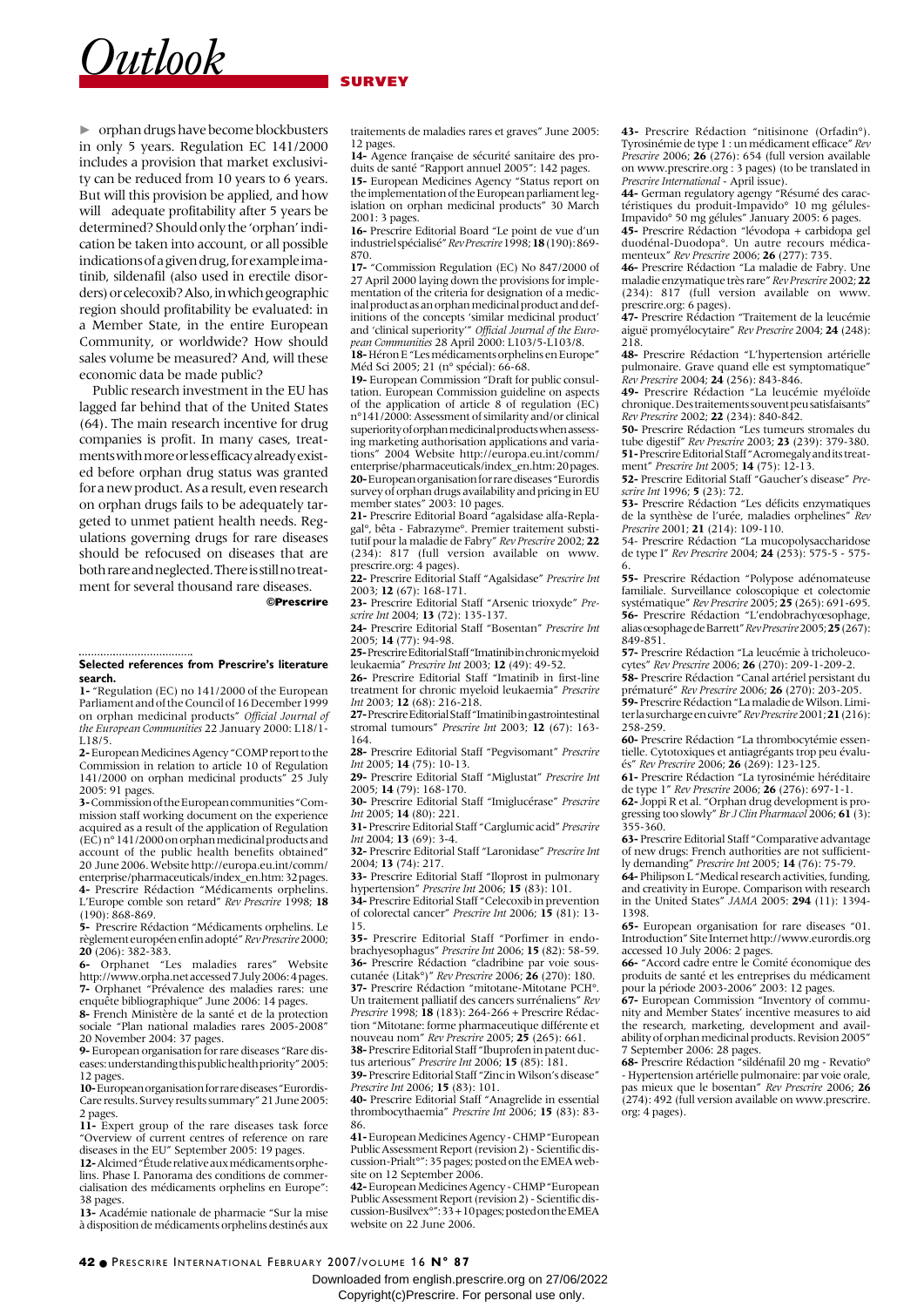► orphan drugs have become blockbusters in only 5 years. Regulation EC 141/2000 includes a provision that market exclusivity can be reduced from 10 years to 6 years. But will this provision be applied, and how will adequate profitability after 5 years be determined? Should only the 'orphan' indication be taken into account, or all possible indications of a given drug, for example imatinib, sildenafil (also used in erectile disorders) or celecoxib? Also, in which geographic region should profitability be evaluated: in a Member State, in the entire European Community, or worldwide? How should sales volume be measured? And, will these economic data be made public?

Public research investment in the EU has lagged far behind that of the United States (64). The main research incentive for drug companies is profit. In many cases, treatments with more or less efficacy already existed before orphan drug status was granted for a new product. As a result, even research on orphan drugs fails to be adequately targeted to unmet patient health needs. Regulations governing drugs for rare diseases should be refocused on diseases that are both rare and neglected. There is still no treatment for several thousand rare diseases.

**©Prescrire**

**Selected references from Prescrire's literature search.**

1- "Regulation (EC) no 141/2000 of the European Parliament and of the Council of 16 December 1999 on orphan medicinal products" *Official Journal of the European Communities* 22 January 2000: L18/1-L18/5.

2- European Medicines Agency "COMP report to the Commission in relation to article 10 of Regulation 141/2000 on orphan medicinal products" 25 July 2005: 91 pages.

3- Commission of the European communities "Commission staff working document on the experience acquired as a result of the application of Regulation (EC) n° 141/2000 on orphan medicinal products and account of the public health benefits obtained" 20 June 2006. Website http://europa.eu.int/comm/enterprise/pharmaceuticals/index_en.htm: 32 pages.

4- Prescrire Rédaction "Médicaments orphelins. L'Europe comble son retard" *Rev Prescrire* 1998; **18** (190): 868-869.

5- Prescrire Rédaction "Médicaments orphelins. Le règlement européen enfin adopté" *Rev Prescrire* 2000; **20** (206): 382-383.

6- Orphanet "Les maladies rares" Website http://www.orpha.net accessed 7 July 2006: 4 pages.

7- Orphanet "Prévalence des maladies rares: une enquête bibliographique" June 2006: 14 pages.

8- French Ministère de la santé et de la protection sociale "Plan national maladies rares 2005-2008" 20 November 2004: 37 pages.

9- European organisation for rare diseases "Rare diseases: understanding this public health priority" 2005: 12 pages.

10- European organisation for rare diseases "Eurordis-Care results. Survey results summary" 21 June 2005: 2 pages.

11- Expert group of the rare diseases task force "Overview of current centres of reference on rare diseases in the EU" September 2005: 19 pages.

12- Alcimed "Étude relative aux médicaments orphelins. Phase I. Panorama des conditions de commercialisation des médicaments orphelins en Europe": 38 pages.

13- Académie nationale de pharmacie "Sur la mise à disposition de médicaments orphelins destinés aux traitements de maladies rares et graves" June 2005: 12 pages.

14- Agence française de sécurité sanitaire des produits de santé "Rapport annuel 2005": 142 pages.

15- European Medicines Agency "Status report on the implementation of the European parliament legislation on orphan medicinal products" 30 March 2001: 3 pages.

16- Prescrire Editorial Board "Le point de vue d'un industriel spécialisé" *Rev Prescrire* 1998; **18** (190): 869-870.

17- "Commission Regulation (EC) No 847/2000 of 27 April 2000 laying down the provisions for implementation of the criteria for designation of a medicinal product as an orphan medicinal product and definitions of the concepts 'similar medicinal product' and 'clinical superiority'" *Official Journal of the European Communities* 28 April 2000: L103/5-L103/8.

18- Héron E "Les médicaments orphelins en Europe" Méd Sci 2005; 21 (n° spécial): 66-68.

19- European Commission "Draft for public consultation. European Commission guideline on aspects of the application of article 8 of regulation (EC) n°141/2000: Assessment of similarity and/or clinical superiority of orphan medicinal products when assessing marketing authorisation applications and variations" 2004 Website http://europa.eu.int/comm/enterprise/pharmaceuticals/index_en.htm: 20 pages.

20- European organisation for rare diseases "Eurordis survey of orphan drugs availability and pricing in EU member states" 2003: 10 pages.

21- Prescrire Editorial Board "agalsidase alfa-Replagal°, bêta - Fabrazyme°. Premier traitement substitutif pour la maladie de Fabry" *Rev Prescrire* 2002; **22** (234): 817 (full version available on www.prescrire.org: 4 pages).

22- Prescrire Editorial Staff "Agalsidase" *Prescrire Int* 2003; **12** (67): 168-171.

23- Prescrire Editorial Staff "Arsenic trioxyde" *Prescrire Int* 2004; **13** (72): 135-137.

24- Prescrire Editorial Staff "Bosentan" *Prescrire Int* 2005; **14** (77): 94-98.

25- Prescrire Editorial Staff "Imatinib in chronic myeloid leukaemia" *Prescrire Int* 2003; **12** (49): 49-52.

26- Prescrire Editorial Staff "Imatinib in first-line treatment for chronic myeloid leukaemia" *Prescrire Int* 2003; **12** (68): 216-218.

27- Prescrire Editorial Staff "Imatinib in gastrointestinal stromal tumours" *Prescrire Int* 2003; **12** (67): 163-164.

28- Prescrire Editorial Staff "Pegvisomant" *Prescrire Int* 2005; **14** (75): 10-13.

29- Prescrire Editorial Staff "Miglustat" *Prescrire Int* 2005; **14** (79): 168-170.

30- Prescrire Editorial Staff "Imiglucérase" *Prescrire Int* 2005; **14** (80): 221.

31- Prescrire Editorial Staff "Carglumic acid" *Prescrire Int* 2004; **13** (69): 3-4.

32- Prescrire Editorial Staff "Laronidase" *Prescrire Int* 2004; **13** (74): 217.

33- Prescrire Editorial Staff "Iloprost in pulmonary hypertension" *Prescrire Int* 2006; **15** (83): 101.

34- Prescrire Editorial Staff "Celecoxib in prevention of colorectal cancer" *Prescrire Int* 2006; **15** (81): 13-15.

35- Prescrire Editorial Staff "Porfimer in endobrachyesophagus" *Prescrire Int* 2006; **15** (82): 58-59.

36- Prescrire Rédaction "cladribine par voie sous-cutanée (Litak°)" *Rev Prescrire* 2006; **26** (270): 180.

37- Prescrire Rédaction "mitotane-Mitotane PCH°. Un traitement palliatif des cancers surrénaliens" *Rev Prescrire* 1998; **18** (183): 264-266 + Prescrire Rédaction "Mitotane: forme pharmaceutique différente et nouveau nom" *Rev Prescrire* 2005; **25** (265): 661.

38- Prescrire Editorial Staff "Ibuprofen in patent ductus arterious" *Prescrire Int* 2006; **15** (85): 181.

39- Prescrire Editorial Staff "Zinc in Wilson's disease" *Prescrire Int* 2006; **15** (83): 101.

40- Prescrire Editorial Staff "Anagrelide in essential thrombocythaemia" *Prescrire Int* 2006; **15** (83): 83-86.

41- European Medicines Agency - CHMP "European Public Assessment Report (revision 2) - Scientific discussion-Prialt°": 35 pages; posted on the EMEA website on 12 September 2006.

42- European Medicines Agency - CHMP "European Public Assessment Report (revision 2) - Scientific discussion-Busilvex°": 33 + 10 pages; posted on the EMEA website on 22 June 2006.

43- Prescrire Rédaction "nitisinone (Orfadin°). Tyrosinémie de type 1 : un médicament efficace" *Rev Prescrire* 2006; **26** (276): 654 (full version available on www.prescrire.org : 3 pages) (to be translated in *Prescrire International* - April issue).

44- German regulatory agengy "Résumé des caractéristiques du produit-Impavido° 10 mg gélules-Impavido° 50 mg gélules" January 2005: 6 pages.

45- Prescrire Rédaction "lévodopa + carbidopa gel duodénal-Duodopa°. Un autre recours médicamenteux" *Rev Prescrire* 2006; **26** (277): 735.

46- Prescrire Rédaction "La maladie de Fabry. Une maladie enzymatique très rare" *Rev Prescrire* 2002; **22** (234): 817 (full version available on www.prescrire.org: 6 pages).

47- Prescrire Rédaction "Traitement de la leucémie aiguë promyélocytaire" *Rev Prescrire* 2004; **24** (248): 218.

48- Prescrire Rédaction "L'hypertension artérielle pulmonaire. Grave quand elle est symptomatique" *Rev Prescrire* 2004; **24** (256): 843-846.

49- Prescrire Rédaction "La leucémie myéloïde chronique. Des traitements souvent peu satisfaisants" *Rev Prescrire* 2002; **22** (234): 840-842.

50- Prescrire Rédaction "Les tumeurs stromales du tube digestif" *Rev Prescrire* 2003; **23** (239): 379-380.

51- Prescrire Editorial Staff "Acromegaly and its treatment" *Prescrire Int* 2005; **14** (75): 12-13.

52- Prescrire Editorial Staff "Gaucher's disease" *Prescrire Int* 1996; **5** (23): 72.

53- Prescrire Rédaction "Les déficits enzymatiques de la synthèse de l'urée, maladies orphelines" *Rev Prescrire* 2001; **21** (214): 109-110.

54- Prescrire Rédaction "La mucopolysaccharidose de type I" *Rev Prescrire* 2004; **24** (253): 575-5 - 575-6.

55- Prescrire Rédaction "Polypose adénomateuse familiale. Surveillance coloscopique et colectomie systématique" *Rev Prescrire* 2005; **25** (265): 691-695.

56- Prescrire Rédaction "L'endobrachyœsophage, alias œsophage de Barrett" *Rev Prescrire* 2005; **25** (267): 849-851.

57- Prescrire Rédaction "La leucémie à tricholeucocytes" *Rev Prescrire* 2006; **26** (270): 209-1-209-2.

58- Prescrire Rédaction "Canal artériel persistant du prématuré" *Rev Prescrire* 2006; **26** (270): 203-205.

59- Prescrire Rédaction "La maladie de Wilson. Limiter la surcharge en cuivre" *Rev Prescrire* 2001; **21** (216): 258-259.

60- Prescrire Rédaction "La thrombocytémie essentielle. Cytotoxiques et antiagrégants trop peu évalués" *Rev Prescrire* 2006; **26** (269): 123-125.

61- Prescrire Rédaction "La tyrosinémie héréditaire de type 1" *Rev Prescrire* 2006; **26** (276): 697-1-1.

62- Joppi R et al. "Orphan drug development is progressing too slowly" *Br J Clin Pharmacol* 2006; **61** (3): 355-360.

63- Prescrire Editorial Staff "Comparative advantage of new drugs: French authorities are not sufficiently demanding" *Prescrire Int* 2005; **14** (76): 75-79.

64- Philipson L "Medical research activities, funding, and creativity in Europe. Comparison with research in the United States" *JAMA* 2005: **294** (11): 1394-1398.

65- European organisation for rare diseases "01. Introduction" Site Internet http://www.eurordis.org accessed 10 July 2006: 2 pages.

66- "Accord cadre entre le Comité économique des produits de santé et les entreprises du médicament pour la période 2003-2006" 2003: 12 pages.

67- European Commission "Inventory of community and Member States' incentive measures to aid the research, marketing, development and availability of orphan medicinal products. Revision 2005" 7 September 2006: 28 pages.

68- Prescrire Rédaction "sildénafil 20 mg - Revatio° - Hypertension artérielle pulmonaire: par voie orale, pas mieux que le bosentan" *Rev Prescrire* 2006; **26** (274): 492 (full version available on www.prescrire.org: 4 pages).